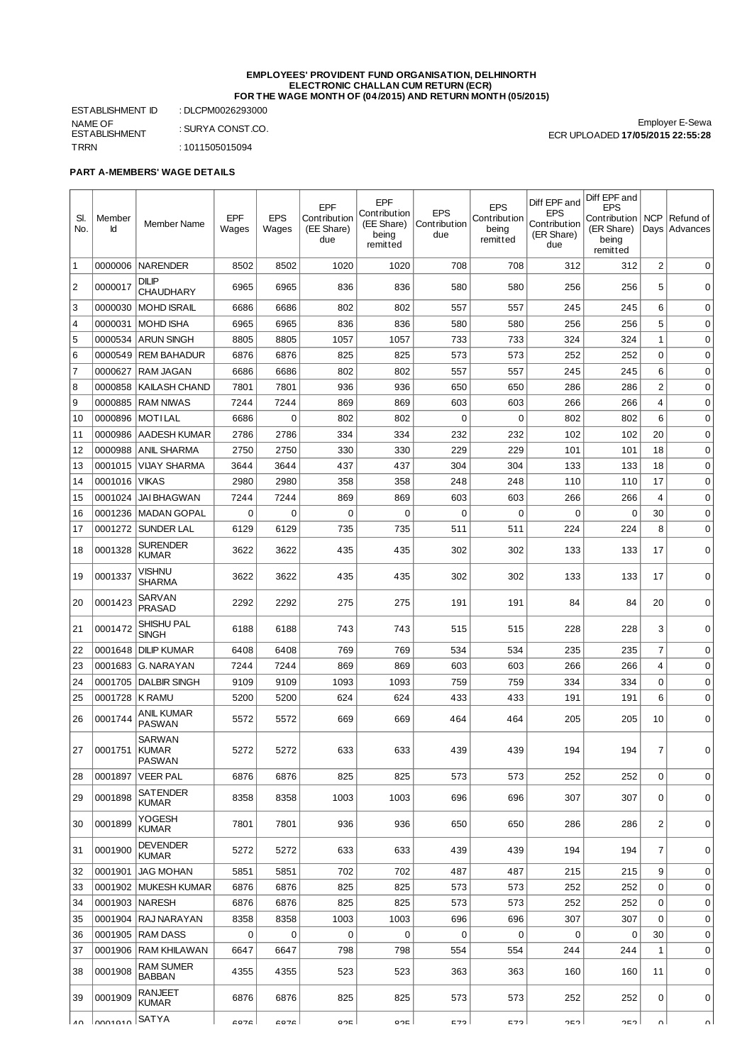**EMPLOYEES' PROVIDENT FUND ORGANISATION, DELHINORTH**
**ELECTRONIC CHALLAN CUM RETURN (ECR)**
**FOR THE WAGE MONTH OF (04/2015) AND RETURN MONTH (05/2015)**

ESTABLISHMENT ID : DLCPM0026293000
NAME OF ESTABLISHMENT : SURYA CONST.CO.
TRRN : 1011505015094

Employer E-Sewa
ECR UPLOADED **17/05/2015 22:55:28**

**PART A-MEMBERS' WAGE DETAILS**

| Sl. No. | Member Id | Member Name | EPF Wages | EPS Wages | EPF Contribution (EE Share) due | EPF Contribution (EE Share) being remitted | EPS Contribution due | EPS Contribution being remitted | Diff EPF and EPS Contribution (ER Share) due | Diff EPF and EPS Contribution (ER Share) being remitted | NCP Days | Refund of Advances |
|---|---|---|---|---|---|---|---|---|---|---|---|---|
| 1 | 0000006 | NARENDER | 8502 | 8502 | 1020 | 1020 | 708 | 708 | 312 | 312 | 2 | 0 |
| 2 | 0000017 | DILIP CHAUDHARY | 6965 | 6965 | 836 | 836 | 580 | 580 | 256 | 256 | 5 | 0 |
| 3 | 0000030 | MOHD ISRAIL | 6686 | 6686 | 802 | 802 | 557 | 557 | 245 | 245 | 6 | 0 |
| 4 | 0000031 | MOHD ISHA | 6965 | 6965 | 836 | 836 | 580 | 580 | 256 | 256 | 5 | 0 |
| 5 | 0000534 | ARUN SINGH | 8805 | 8805 | 1057 | 1057 | 733 | 733 | 324 | 324 | 1 | 0 |
| 6 | 0000549 | REM BAHADUR | 6876 | 6876 | 825 | 825 | 573 | 573 | 252 | 252 | 0 | 0 |
| 7 | 0000627 | RAM JAGAN | 6686 | 6686 | 802 | 802 | 557 | 557 | 245 | 245 | 6 | 0 |
| 8 | 0000858 | KAILASH CHAND | 7801 | 7801 | 936 | 936 | 650 | 650 | 286 | 286 | 2 | 0 |
| 9 | 0000885 | RAM NIWAS | 7244 | 7244 | 869 | 869 | 603 | 603 | 266 | 266 | 4 | 0 |
| 10 | 0000896 | MOTI LAL | 6686 | 0 | 802 | 802 | 0 | 0 | 802 | 802 | 6 | 0 |
| 11 | 0000986 | AADESH KUMAR | 2786 | 2786 | 334 | 334 | 232 | 232 | 102 | 102 | 20 | 0 |
| 12 | 0000988 | ANIL SHARMA | 2750 | 2750 | 330 | 330 | 229 | 229 | 101 | 101 | 18 | 0 |
| 13 | 0001015 | VIJAY SHARMA | 3644 | 3644 | 437 | 437 | 304 | 304 | 133 | 133 | 18 | 0 |
| 14 | 0001016 | VIKAS | 2980 | 2980 | 358 | 358 | 248 | 248 | 110 | 110 | 17 | 0 |
| 15 | 0001024 | JAI BHAGWAN | 7244 | 7244 | 869 | 869 | 603 | 603 | 266 | 266 | 4 | 0 |
| 16 | 0001236 | MADAN GOPAL | 0 | 0 | 0 | 0 | 0 | 0 | 0 | 0 | 30 | 0 |
| 17 | 0001272 | SUNDER LAL | 6129 | 6129 | 735 | 735 | 511 | 511 | 224 | 224 | 8 | 0 |
| 18 | 0001328 | SURENDER KUMAR | 3622 | 3622 | 435 | 435 | 302 | 302 | 133 | 133 | 17 | 0 |
| 19 | 0001337 | VISHNU SHARMA | 3622 | 3622 | 435 | 435 | 302 | 302 | 133 | 133 | 17 | 0 |
| 20 | 0001423 | SARVAN PRASAD | 2292 | 2292 | 275 | 275 | 191 | 191 | 84 | 84 | 20 | 0 |
| 21 | 0001472 | SHISHU PAL SINGH | 6188 | 6188 | 743 | 743 | 515 | 515 | 228 | 228 | 3 | 0 |
| 22 | 0001648 | DILIP KUMAR | 6408 | 6408 | 769 | 769 | 534 | 534 | 235 | 235 | 7 | 0 |
| 23 | 0001683 | G. NARAYAN | 7244 | 7244 | 869 | 869 | 603 | 603 | 266 | 266 | 4 | 0 |
| 24 | 0001705 | DALBIR SINGH | 9109 | 9109 | 1093 | 1093 | 759 | 759 | 334 | 334 | 0 | 0 |
| 25 | 0001728 | K RAMU | 5200 | 5200 | 624 | 624 | 433 | 433 | 191 | 191 | 6 | 0 |
| 26 | 0001744 | ANIL KUMAR PASWAN | 5572 | 5572 | 669 | 669 | 464 | 464 | 205 | 205 | 10 | 0 |
| 27 | 0001751 | SARWAN KUMAR PASWAN | 5272 | 5272 | 633 | 633 | 439 | 439 | 194 | 194 | 7 | 0 |
| 28 | 0001897 | VEER PAL | 6876 | 6876 | 825 | 825 | 573 | 573 | 252 | 252 | 0 | 0 |
| 29 | 0001898 | SATENDER KUMAR | 8358 | 8358 | 1003 | 1003 | 696 | 696 | 307 | 307 | 0 | 0 |
| 30 | 0001899 | YOGESH KUMAR | 7801 | 7801 | 936 | 936 | 650 | 650 | 286 | 286 | 2 | 0 |
| 31 | 0001900 | DEVENDER KUMAR | 5272 | 5272 | 633 | 633 | 439 | 439 | 194 | 194 | 7 | 0 |
| 32 | 0001901 | JAG MOHAN | 5851 | 5851 | 702 | 702 | 487 | 487 | 215 | 215 | 9 | 0 |
| 33 | 0001902 | MUKESH KUMAR | 6876 | 6876 | 825 | 825 | 573 | 573 | 252 | 252 | 0 | 0 |
| 34 | 0001903 | NARESH | 6876 | 6876 | 825 | 825 | 573 | 573 | 252 | 252 | 0 | 0 |
| 35 | 0001904 | RAJ NARAYAN | 8358 | 8358 | 1003 | 1003 | 696 | 696 | 307 | 307 | 0 | 0 |
| 36 | 0001905 | RAM DASS | 0 | 0 | 0 | 0 | 0 | 0 | 0 | 0 | 30 | 0 |
| 37 | 0001906 | RAM KHILAWAN | 6647 | 6647 | 798 | 798 | 554 | 554 | 244 | 244 | 1 | 0 |
| 38 | 0001908 | RAM SUMER BABBAN | 4355 | 4355 | 523 | 523 | 363 | 363 | 160 | 160 | 11 | 0 |
| 39 | 0001909 | RANJEET KUMAR | 6876 | 6876 | 825 | 825 | 573 | 573 | 252 | 252 | 0 | 0 |
| 40 | 0001910 | SATYA | 6876 | 6876 | 825 | 825 | 573 | 573 | 252 | 252 | 0 | 0 |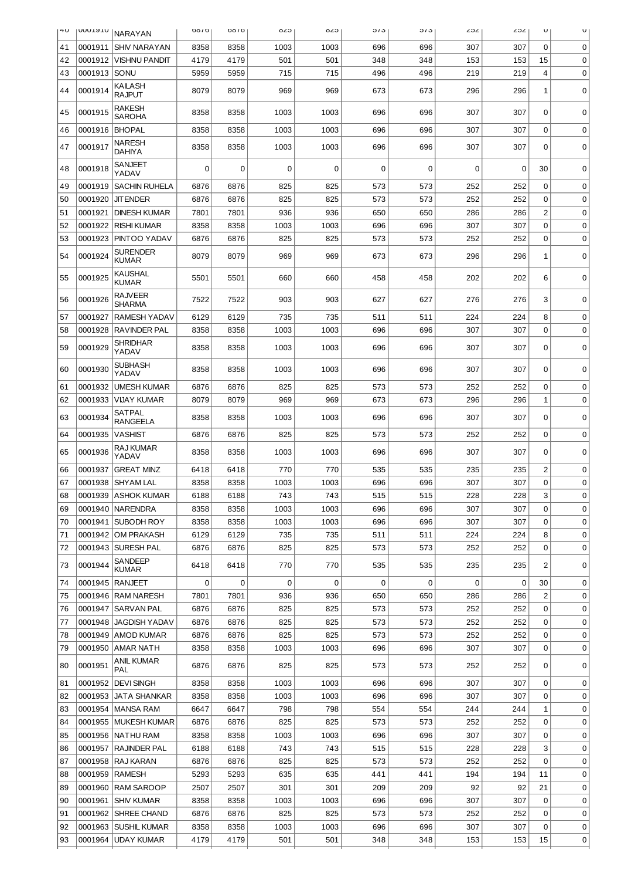| 40 | 0001910 | NARAYAN | 6876 | 6876 | 825 | 825 | 573 | 573 | 252 | 252 | 0 | 0 |
|---|---|---|---|---|---|---|---|---|---|---|---|---|
| 41 | 0001911 | SHIV NARAYAN | 8358 | 8358 | 1003 | 1003 | 696 | 696 | 307 | 307 | 0 | 0 |
| 42 | 0001912 | VISHNU PANDIT | 4179 | 4179 | 501 | 501 | 348 | 348 | 153 | 153 | 15 | 0 |
| 43 | 0001913 | SONU | 5959 | 5959 | 715 | 715 | 496 | 496 | 219 | 219 | 4 | 0 |
| 44 | 0001914 | KAILASH RAJPUT | 8079 | 8079 | 969 | 969 | 673 | 673 | 296 | 296 | 1 | 0 |
| 45 | 0001915 | RAKESH SAROHA | 8358 | 8358 | 1003 | 1003 | 696 | 696 | 307 | 307 | 0 | 0 |
| 46 | 0001916 | BHOPAL | 8358 | 8358 | 1003 | 1003 | 696 | 696 | 307 | 307 | 0 | 0 |
| 47 | 0001917 | NARESH DAHIYA | 8358 | 8358 | 1003 | 1003 | 696 | 696 | 307 | 307 | 0 | 0 |
| 48 | 0001918 | SANJEET YADAV | 0 | 0 | 0 | 0 | 0 | 0 | 0 | 0 | 30 | 0 |
| 49 | 0001919 | SACHIN RUHELA | 6876 | 6876 | 825 | 825 | 573 | 573 | 252 | 252 | 0 | 0 |
| 50 | 0001920 | JITENDER | 6876 | 6876 | 825 | 825 | 573 | 573 | 252 | 252 | 0 | 0 |
| 51 | 0001921 | DINESH KUMAR | 7801 | 7801 | 936 | 936 | 650 | 650 | 286 | 286 | 2 | 0 |
| 52 | 0001922 | RISHI KUMAR | 8358 | 8358 | 1003 | 1003 | 696 | 696 | 307 | 307 | 0 | 0 |
| 53 | 0001923 | PINTOO YADAV | 6876 | 6876 | 825 | 825 | 573 | 573 | 252 | 252 | 0 | 0 |
| 54 | 0001924 | SURENDER KUMAR | 8079 | 8079 | 969 | 969 | 673 | 673 | 296 | 296 | 1 | 0 |
| 55 | 0001925 | KAUSHAL KUMAR | 5501 | 5501 | 660 | 660 | 458 | 458 | 202 | 202 | 6 | 0 |
| 56 | 0001926 | RAJVEER SHARMA | 7522 | 7522 | 903 | 903 | 627 | 627 | 276 | 276 | 3 | 0 |
| 57 | 0001927 | RAMESH YADAV | 6129 | 6129 | 735 | 735 | 511 | 511 | 224 | 224 | 8 | 0 |
| 58 | 0001928 | RAVINDER PAL | 8358 | 8358 | 1003 | 1003 | 696 | 696 | 307 | 307 | 0 | 0 |
| 59 | 0001929 | SHRIDHAR YADAV | 8358 | 8358 | 1003 | 1003 | 696 | 696 | 307 | 307 | 0 | 0 |
| 60 | 0001930 | SUBHASH YADAV | 8358 | 8358 | 1003 | 1003 | 696 | 696 | 307 | 307 | 0 | 0 |
| 61 | 0001932 | UMESH KUMAR | 6876 | 6876 | 825 | 825 | 573 | 573 | 252 | 252 | 0 | 0 |
| 62 | 0001933 | VIJAY KUMAR | 8079 | 8079 | 969 | 969 | 673 | 673 | 296 | 296 | 1 | 0 |
| 63 | 0001934 | SATPAL RANGEELA | 8358 | 8358 | 1003 | 1003 | 696 | 696 | 307 | 307 | 0 | 0 |
| 64 | 0001935 | VASHIST | 6876 | 6876 | 825 | 825 | 573 | 573 | 252 | 252 | 0 | 0 |
| 65 | 0001936 | RAJ KUMAR YADAV | 8358 | 8358 | 1003 | 1003 | 696 | 696 | 307 | 307 | 0 | 0 |
| 66 | 0001937 | GREAT MINZ | 6418 | 6418 | 770 | 770 | 535 | 535 | 235 | 235 | 2 | 0 |
| 67 | 0001938 | SHYAM LAL | 8358 | 8358 | 1003 | 1003 | 696 | 696 | 307 | 307 | 0 | 0 |
| 68 | 0001939 | ASHOK KUMAR | 6188 | 6188 | 743 | 743 | 515 | 515 | 228 | 228 | 3 | 0 |
| 69 | 0001940 | NARENDRA | 8358 | 8358 | 1003 | 1003 | 696 | 696 | 307 | 307 | 0 | 0 |
| 70 | 0001941 | SUBODH ROY | 8358 | 8358 | 1003 | 1003 | 696 | 696 | 307 | 307 | 0 | 0 |
| 71 | 0001942 | OM PRAKASH | 6129 | 6129 | 735 | 735 | 511 | 511 | 224 | 224 | 8 | 0 |
| 72 | 0001943 | SURESH PAL | 6876 | 6876 | 825 | 825 | 573 | 573 | 252 | 252 | 0 | 0 |
| 73 | 0001944 | SANDEEP KUMAR | 6418 | 6418 | 770 | 770 | 535 | 535 | 235 | 235 | 2 | 0 |
| 74 | 0001945 | RANJEET | 0 | 0 | 0 | 0 | 0 | 0 | 0 | 0 | 30 | 0 |
| 75 | 0001946 | RAM NARESH | 7801 | 7801 | 936 | 936 | 650 | 650 | 286 | 286 | 2 | 0 |
| 76 | 0001947 | SARVAN PAL | 6876 | 6876 | 825 | 825 | 573 | 573 | 252 | 252 | 0 | 0 |
| 77 | 0001948 | JAGDISH YADAV | 6876 | 6876 | 825 | 825 | 573 | 573 | 252 | 252 | 0 | 0 |
| 78 | 0001949 | AMOD KUMAR | 6876 | 6876 | 825 | 825 | 573 | 573 | 252 | 252 | 0 | 0 |
| 79 | 0001950 | AMAR NATH | 8358 | 8358 | 1003 | 1003 | 696 | 696 | 307 | 307 | 0 | 0 |
| 80 | 0001951 | ANIL KUMAR PAL | 6876 | 6876 | 825 | 825 | 573 | 573 | 252 | 252 | 0 | 0 |
| 81 | 0001952 | DEVI SINGH | 8358 | 8358 | 1003 | 1003 | 696 | 696 | 307 | 307 | 0 | 0 |
| 82 | 0001953 | JATA SHANKAR | 8358 | 8358 | 1003 | 1003 | 696 | 696 | 307 | 307 | 0 | 0 |
| 83 | 0001954 | MANSA RAM | 6647 | 6647 | 798 | 798 | 554 | 554 | 244 | 244 | 1 | 0 |
| 84 | 0001955 | MUKESH KUMAR | 6876 | 6876 | 825 | 825 | 573 | 573 | 252 | 252 | 0 | 0 |
| 85 | 0001956 | NATHU RAM | 8358 | 8358 | 1003 | 1003 | 696 | 696 | 307 | 307 | 0 | 0 |
| 86 | 0001957 | RAJINDER PAL | 6188 | 6188 | 743 | 743 | 515 | 515 | 228 | 228 | 3 | 0 |
| 87 | 0001958 | RAJ KARAN | 6876 | 6876 | 825 | 825 | 573 | 573 | 252 | 252 | 0 | 0 |
| 88 | 0001959 | RAMESH | 5293 | 5293 | 635 | 635 | 441 | 441 | 194 | 194 | 11 | 0 |
| 89 | 0001960 | RAM SAROOP | 2507 | 2507 | 301 | 301 | 209 | 209 | 92 | 92 | 21 | 0 |
| 90 | 0001961 | SHIV KUMAR | 8358 | 8358 | 1003 | 1003 | 696 | 696 | 307 | 307 | 0 | 0 |
| 91 | 0001962 | SHREE CHAND | 6876 | 6876 | 825 | 825 | 573 | 573 | 252 | 252 | 0 | 0 |
| 92 | 0001963 | SUSHIL KUMAR | 8358 | 8358 | 1003 | 1003 | 696 | 696 | 307 | 307 | 0 | 0 |
| 93 | 0001964 | UDAY KUMAR | 4179 | 4179 | 501 | 501 | 348 | 348 | 153 | 153 | 15 | 0 |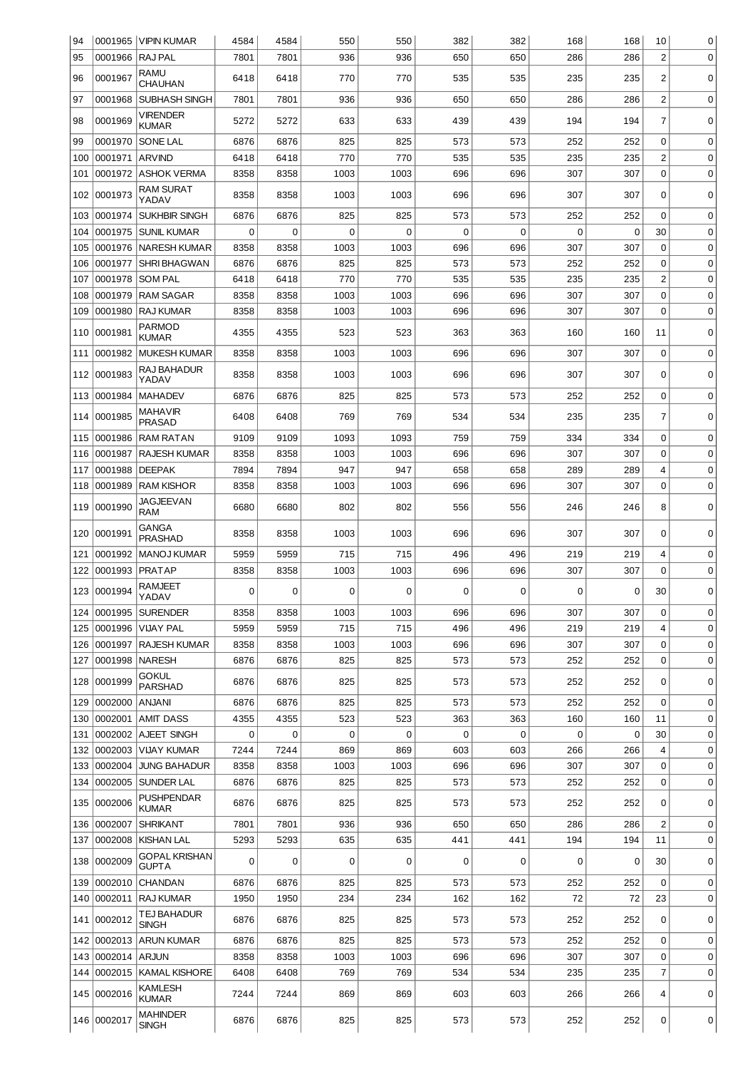| | | | | | | | | | | | | |
|---|---|---|---|---|---|---|---|---|---|---|---|---|
| 94 | 0001965 | VIPIN KUMAR | 4584 | 4584 | 550 | 550 | 382 | 382 | 168 | 168 | 10 | 0 |
| 95 | 0001966 | RAJ PAL | 7801 | 7801 | 936 | 936 | 650 | 650 | 286 | 286 | 2 | 0 |
| 96 | 0001967 | RAMU CHAUHAN | 6418 | 6418 | 770 | 770 | 535 | 535 | 235 | 235 | 2 | 0 |
| 97 | 0001968 | SUBHASH SINGH | 7801 | 7801 | 936 | 936 | 650 | 650 | 286 | 286 | 2 | 0 |
| 98 | 0001969 | VIRENDER KUMAR | 5272 | 5272 | 633 | 633 | 439 | 439 | 194 | 194 | 7 | 0 |
| 99 | 0001970 | SONE LAL | 6876 | 6876 | 825 | 825 | 573 | 573 | 252 | 252 | 0 | 0 |
| 100 | 0001971 | ARVIND | 6418 | 6418 | 770 | 770 | 535 | 535 | 235 | 235 | 2 | 0 |
| 101 | 0001972 | ASHOK VERMA | 8358 | 8358 | 1003 | 1003 | 696 | 696 | 307 | 307 | 0 | 0 |
| 102 | 0001973 | RAM SURAT YADAV | 8358 | 8358 | 1003 | 1003 | 696 | 696 | 307 | 307 | 0 | 0 |
| 103 | 0001974 | SUKHBIR SINGH | 6876 | 6876 | 825 | 825 | 573 | 573 | 252 | 252 | 0 | 0 |
| 104 | 0001975 | SUNIL KUMAR | 0 | 0 | 0 | 0 | 0 | 0 | 0 | 0 | 30 | 0 |
| 105 | 0001976 | NARESH KUMAR | 8358 | 8358 | 1003 | 1003 | 696 | 696 | 307 | 307 | 0 | 0 |
| 106 | 0001977 | SHRI BHAGWAN | 6876 | 6876 | 825 | 825 | 573 | 573 | 252 | 252 | 0 | 0 |
| 107 | 0001978 | SOM PAL | 6418 | 6418 | 770 | 770 | 535 | 535 | 235 | 235 | 2 | 0 |
| 108 | 0001979 | RAM SAGAR | 8358 | 8358 | 1003 | 1003 | 696 | 696 | 307 | 307 | 0 | 0 |
| 109 | 0001980 | RAJ KUMAR | 8358 | 8358 | 1003 | 1003 | 696 | 696 | 307 | 307 | 0 | 0 |
| 110 | 0001981 | PARMOD KUMAR | 4355 | 4355 | 523 | 523 | 363 | 363 | 160 | 160 | 11 | 0 |
| 111 | 0001982 | MUKESH KUMAR | 8358 | 8358 | 1003 | 1003 | 696 | 696 | 307 | 307 | 0 | 0 |
| 112 | 0001983 | RAJ BAHADUR YADAV | 8358 | 8358 | 1003 | 1003 | 696 | 696 | 307 | 307 | 0 | 0 |
| 113 | 0001984 | MAHADEV | 6876 | 6876 | 825 | 825 | 573 | 573 | 252 | 252 | 0 | 0 |
| 114 | 0001985 | MAHAVIR PRASAD | 6408 | 6408 | 769 | 769 | 534 | 534 | 235 | 235 | 7 | 0 |
| 115 | 0001986 | RAM RATAN | 9109 | 9109 | 1093 | 1093 | 759 | 759 | 334 | 334 | 0 | 0 |
| 116 | 0001987 | RAJESH KUMAR | 8358 | 8358 | 1003 | 1003 | 696 | 696 | 307 | 307 | 0 | 0 |
| 117 | 0001988 | DEEPAK | 7894 | 7894 | 947 | 947 | 658 | 658 | 289 | 289 | 4 | 0 |
| 118 | 0001989 | RAM KISHOR | 8358 | 8358 | 1003 | 1003 | 696 | 696 | 307 | 307 | 0 | 0 |
| 119 | 0001990 | JAGJEEVAN RAM | 6680 | 6680 | 802 | 802 | 556 | 556 | 246 | 246 | 8 | 0 |
| 120 | 0001991 | GANGA PRASHAD | 8358 | 8358 | 1003 | 1003 | 696 | 696 | 307 | 307 | 0 | 0 |
| 121 | 0001992 | MANOJ KUMAR | 5959 | 5959 | 715 | 715 | 496 | 496 | 219 | 219 | 4 | 0 |
| 122 | 0001993 | PRATAP | 8358 | 8358 | 1003 | 1003 | 696 | 696 | 307 | 307 | 0 | 0 |
| 123 | 0001994 | RAMJEET YADAV | 0 | 0 | 0 | 0 | 0 | 0 | 0 | 0 | 30 | 0 |
| 124 | 0001995 | SURENDER | 8358 | 8358 | 1003 | 1003 | 696 | 696 | 307 | 307 | 0 | 0 |
| 125 | 0001996 | VIJAY PAL | 5959 | 5959 | 715 | 715 | 496 | 496 | 219 | 219 | 4 | 0 |
| 126 | 0001997 | RAJESH KUMAR | 8358 | 8358 | 1003 | 1003 | 696 | 696 | 307 | 307 | 0 | 0 |
| 127 | 0001998 | NARESH | 6876 | 6876 | 825 | 825 | 573 | 573 | 252 | 252 | 0 | 0 |
| 128 | 0001999 | GOKUL PARSHAD | 6876 | 6876 | 825 | 825 | 573 | 573 | 252 | 252 | 0 | 0 |
| 129 | 0002000 | ANJANI | 6876 | 6876 | 825 | 825 | 573 | 573 | 252 | 252 | 0 | 0 |
| 130 | 0002001 | AMIT DASS | 4355 | 4355 | 523 | 523 | 363 | 363 | 160 | 160 | 11 | 0 |
| 131 | 0002002 | AJEET SINGH | 0 | 0 | 0 | 0 | 0 | 0 | 0 | 0 | 30 | 0 |
| 132 | 0002003 | VIJAY KUMAR | 7244 | 7244 | 869 | 869 | 603 | 603 | 266 | 266 | 4 | 0 |
| 133 | 0002004 | JUNG BAHADUR | 8358 | 8358 | 1003 | 1003 | 696 | 696 | 307 | 307 | 0 | 0 |
| 134 | 0002005 | SUNDER LAL | 6876 | 6876 | 825 | 825 | 573 | 573 | 252 | 252 | 0 | 0 |
| 135 | 0002006 | PUSHPENDAR KUMAR | 6876 | 6876 | 825 | 825 | 573 | 573 | 252 | 252 | 0 | 0 |
| 136 | 0002007 | SHRIKANT | 7801 | 7801 | 936 | 936 | 650 | 650 | 286 | 286 | 2 | 0 |
| 137 | 0002008 | KISHAN LAL | 5293 | 5293 | 635 | 635 | 441 | 441 | 194 | 194 | 11 | 0 |
| 138 | 0002009 | GOPAL KRISHAN GUPTA | 0 | 0 | 0 | 0 | 0 | 0 | 0 | 0 | 30 | 0 |
| 139 | 0002010 | CHANDAN | 6876 | 6876 | 825 | 825 | 573 | 573 | 252 | 252 | 0 | 0 |
| 140 | 0002011 | RAJ KUMAR | 1950 | 1950 | 234 | 234 | 162 | 162 | 72 | 72 | 23 | 0 |
| 141 | 0002012 | TEJ BAHADUR SINGH | 6876 | 6876 | 825 | 825 | 573 | 573 | 252 | 252 | 0 | 0 |
| 142 | 0002013 | ARUN KUMAR | 6876 | 6876 | 825 | 825 | 573 | 573 | 252 | 252 | 0 | 0 |
| 143 | 0002014 | ARJUN | 8358 | 8358 | 1003 | 1003 | 696 | 696 | 307 | 307 | 0 | 0 |
| 144 | 0002015 | KAMAL KISHORE | 6408 | 6408 | 769 | 769 | 534 | 534 | 235 | 235 | 7 | 0 |
| 145 | 0002016 | KAMLESH KUMAR | 7244 | 7244 | 869 | 869 | 603 | 603 | 266 | 266 | 4 | 0 |
| 146 | 0002017 | MAHINDER SINGH | 6876 | 6876 | 825 | 825 | 573 | 573 | 252 | 252 | 0 | 0 |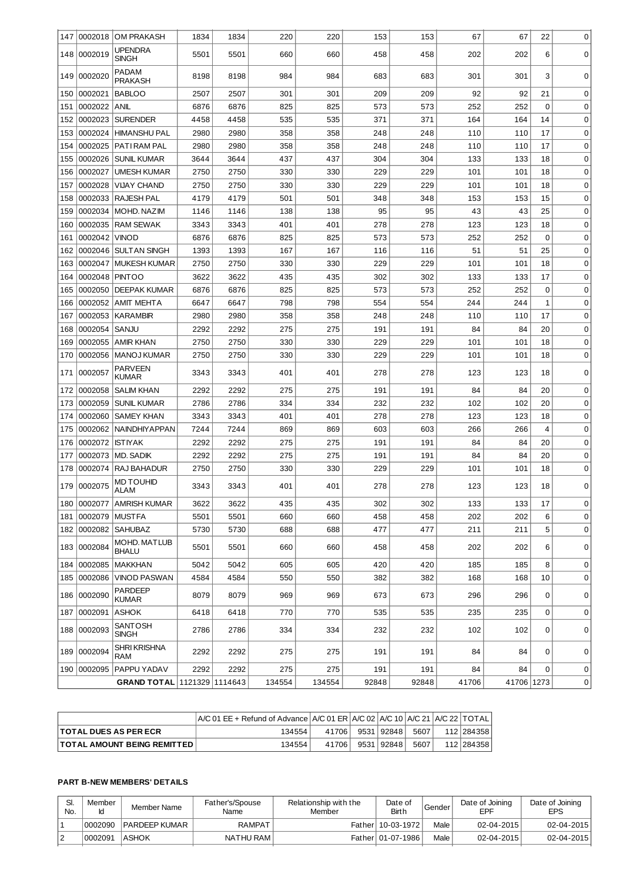| 147 | 0002018 | OM PRAKASH | 1834 | 1834 | 220 | 220 | 153 | 153 | 67 | 67 | 22 | 0 |
|---|---|---|---|---|---|---|---|---|---|---|---|---|
| 148 | 0002019 | UPENDRA SINGH | 5501 | 5501 | 660 | 660 | 458 | 458 | 202 | 202 | 6 | 0 |
| 149 | 0002020 | PADAM PRAKASH | 8198 | 8198 | 984 | 984 | 683 | 683 | 301 | 301 | 3 | 0 |
| 150 | 0002021 | BABLOO | 2507 | 2507 | 301 | 301 | 209 | 209 | 92 | 92 | 21 | 0 |
| 151 | 0002022 | ANIL | 6876 | 6876 | 825 | 825 | 573 | 573 | 252 | 252 | 0 | 0 |
| 152 | 0002023 | SURENDER | 4458 | 4458 | 535 | 535 | 371 | 371 | 164 | 164 | 14 | 0 |
| 153 | 0002024 | HIMANSHU PAL | 2980 | 2980 | 358 | 358 | 248 | 248 | 110 | 110 | 17 | 0 |
| 154 | 0002025 | PATI RAM PAL | 2980 | 2980 | 358 | 358 | 248 | 248 | 110 | 110 | 17 | 0 |
| 155 | 0002026 | SUNIL KUMAR | 3644 | 3644 | 437 | 437 | 304 | 304 | 133 | 133 | 18 | 0 |
| 156 | 0002027 | UMESH KUMAR | 2750 | 2750 | 330 | 330 | 229 | 229 | 101 | 101 | 18 | 0 |
| 157 | 0002028 | VIJAY CHAND | 2750 | 2750 | 330 | 330 | 229 | 229 | 101 | 101 | 18 | 0 |
| 158 | 0002033 | RAJESH PAL | 4179 | 4179 | 501 | 501 | 348 | 348 | 153 | 153 | 15 | 0 |
| 159 | 0002034 | MOHD. NAZIM | 1146 | 1146 | 138 | 138 | 95 | 95 | 43 | 43 | 25 | 0 |
| 160 | 0002035 | RAM SEWAK | 3343 | 3343 | 401 | 401 | 278 | 278 | 123 | 123 | 18 | 0 |
| 161 | 0002042 | VINOD | 6876 | 6876 | 825 | 825 | 573 | 573 | 252 | 252 | 0 | 0 |
| 162 | 0002046 | SULTAN SINGH | 1393 | 1393 | 167 | 167 | 116 | 116 | 51 | 51 | 25 | 0 |
| 163 | 0002047 | MUKESH KUMAR | 2750 | 2750 | 330 | 330 | 229 | 229 | 101 | 101 | 18 | 0 |
| 164 | 0002048 | PINTOO | 3622 | 3622 | 435 | 435 | 302 | 302 | 133 | 133 | 17 | 0 |
| 165 | 0002050 | DEEPAK KUMAR | 6876 | 6876 | 825 | 825 | 573 | 573 | 252 | 252 | 0 | 0 |
| 166 | 0002052 | AMIT MEHTA | 6647 | 6647 | 798 | 798 | 554 | 554 | 244 | 244 | 1 | 0 |
| 167 | 0002053 | KARAMBIR | 2980 | 2980 | 358 | 358 | 248 | 248 | 110 | 110 | 17 | 0 |
| 168 | 0002054 | SANJU | 2292 | 2292 | 275 | 275 | 191 | 191 | 84 | 84 | 20 | 0 |
| 169 | 0002055 | AMIR KHAN | 2750 | 2750 | 330 | 330 | 229 | 229 | 101 | 101 | 18 | 0 |
| 170 | 0002056 | MANOJ KUMAR | 2750 | 2750 | 330 | 330 | 229 | 229 | 101 | 101 | 18 | 0 |
| 171 | 0002057 | PARVEEN KUMAR | 3343 | 3343 | 401 | 401 | 278 | 278 | 123 | 123 | 18 | 0 |
| 172 | 0002058 | SALIM KHAN | 2292 | 2292 | 275 | 275 | 191 | 191 | 84 | 84 | 20 | 0 |
| 173 | 0002059 | SUNIL KUMAR | 2786 | 2786 | 334 | 334 | 232 | 232 | 102 | 102 | 20 | 0 |
| 174 | 0002060 | SAMEY KHAN | 3343 | 3343 | 401 | 401 | 278 | 278 | 123 | 123 | 18 | 0 |
| 175 | 0002062 | NAINDHIYAPPAN | 7244 | 7244 | 869 | 869 | 603 | 603 | 266 | 266 | 4 | 0 |
| 176 | 0002072 | ISTIYAK | 2292 | 2292 | 275 | 275 | 191 | 191 | 84 | 84 | 20 | 0 |
| 177 | 0002073 | MD. SADIK | 2292 | 2292 | 275 | 275 | 191 | 191 | 84 | 84 | 20 | 0 |
| 178 | 0002074 | RAJ BAHADUR | 2750 | 2750 | 330 | 330 | 229 | 229 | 101 | 101 | 18 | 0 |
| 179 | 0002075 | MD TOUHID ALAM | 3343 | 3343 | 401 | 401 | 278 | 278 | 123 | 123 | 18 | 0 |
| 180 | 0002077 | AMRISH KUMAR | 3622 | 3622 | 435 | 435 | 302 | 302 | 133 | 133 | 17 | 0 |
| 181 | 0002079 | MUSTFA | 5501 | 5501 | 660 | 660 | 458 | 458 | 202 | 202 | 6 | 0 |
| 182 | 0002082 | SAHUBAZ | 5730 | 5730 | 688 | 688 | 477 | 477 | 211 | 211 | 5 | 0 |
| 183 | 0002084 | MOHD. MATLUB BHALU | 5501 | 5501 | 660 | 660 | 458 | 458 | 202 | 202 | 6 | 0 |
| 184 | 0002085 | MAKKHAN | 5042 | 5042 | 605 | 605 | 420 | 420 | 185 | 185 | 8 | 0 |
| 185 | 0002086 | VINOD PASWAN | 4584 | 4584 | 550 | 550 | 382 | 382 | 168 | 168 | 10 | 0 |
| 186 | 0002090 | PARDEEP KUMAR | 8079 | 8079 | 969 | 969 | 673 | 673 | 296 | 296 | 0 | 0 |
| 187 | 0002091 | ASHOK | 6418 | 6418 | 770 | 770 | 535 | 535 | 235 | 235 | 0 | 0 |
| 188 | 0002093 | SANTOSH SINGH | 2786 | 2786 | 334 | 334 | 232 | 232 | 102 | 102 | 0 | 0 |
| 189 | 0002094 | SHRI KRISHNA RAM | 2292 | 2292 | 275 | 275 | 191 | 191 | 84 | 84 | 0 | 0 |
| 190 | 0002095 | PAPPU YADAV | 2292 | 2292 | 275 | 275 | 191 | 191 | 84 | 84 | 0 | 0 |
| | | **GRAND TOTAL** | 1121329 | 1114643 | 134554 | 134554 | 92848 | 92848 | 41706 | 41706 | 1273 | 0 |

| | A/C 01 EE + Refund of Advance | A/C 01 ER | A/C 02 | A/C 10 | A/C 21 | A/C 22 | TOTAL |
|---|---|---|---|---|---|---|---|
| **TOTAL DUES AS PER ECR** | 134554 | 41706 | 9531 | 92848 | 5607 | 112 | 284358 |
| **TOTAL AMOUNT BEING REMITTED** | 134554 | 41706 | 9531 | 92848 | 5607 | 112 | 284358 |

### PART B-NEW MEMBERS' DETAILS

| Sl. No. | Member Id | Member Name | Father's/Spouse Name | Relationship with the Member | Date of Birth | Gender | Date of Joining EPF | Date of Joining EPS |
|---|---|---|---|---|---|---|---|---|
| 1 | 0002090 | PARDEEP KUMAR | RAMPAT | Father | 10-03-1972 | Male | 02-04-2015 | 02-04-2015 |
| 2 | 0002091 | ASHOK | NATHU RAM | Father | 01-07-1986 | Male | 02-04-2015 | 02-04-2015 |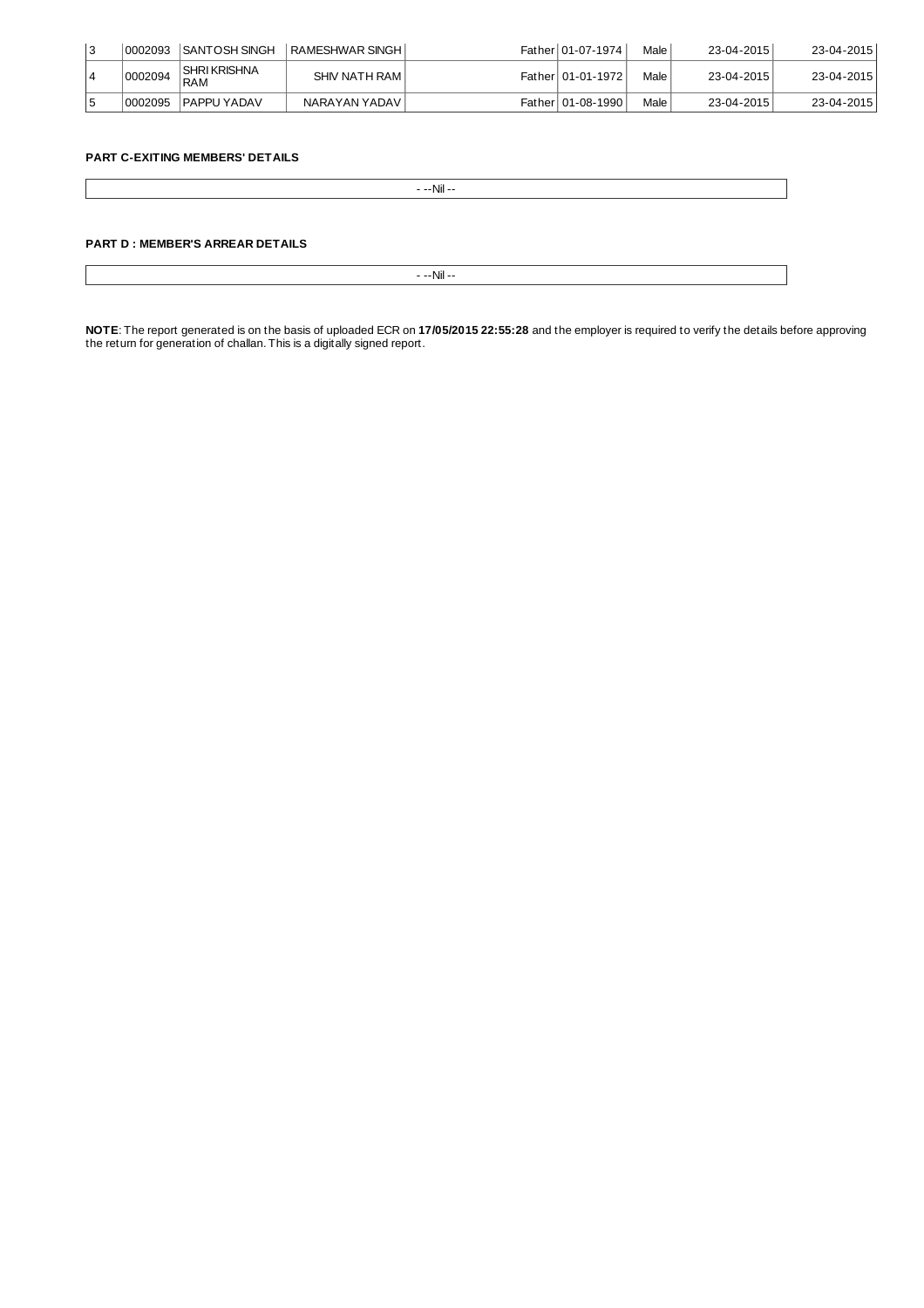| | | | | | | | | | |
|---|---|---|---|---|---|---|---|---|---|
| 3 | 0002093 | SANTOSH SINGH | RAMESHWAR SINGH | | Father | 01-07-1974 | Male | 23-04-2015 | 23-04-2015 |
| 4 | 0002094 | SHRI KRISHNA RAM | SHIV NATH RAM | | Father | 01-01-1972 | Male | 23-04-2015 | 23-04-2015 |
| 5 | 0002095 | PAPPU YADAV | NARAYAN YADAV | | Father | 01-08-1990 | Male | 23-04-2015 | 23-04-2015 |

**PART C-EXITING MEMBERS' DETAILS**

- --Nil --

**PART D : MEMBER'S ARREAR DETAILS**

- --Nil --

**NOTE**: The report generated is on the basis of uploaded ECR on **17/05/2015 22:55:28** and the employer is required to verify the details before approving the return for generation of challan. This is a digitally signed report.